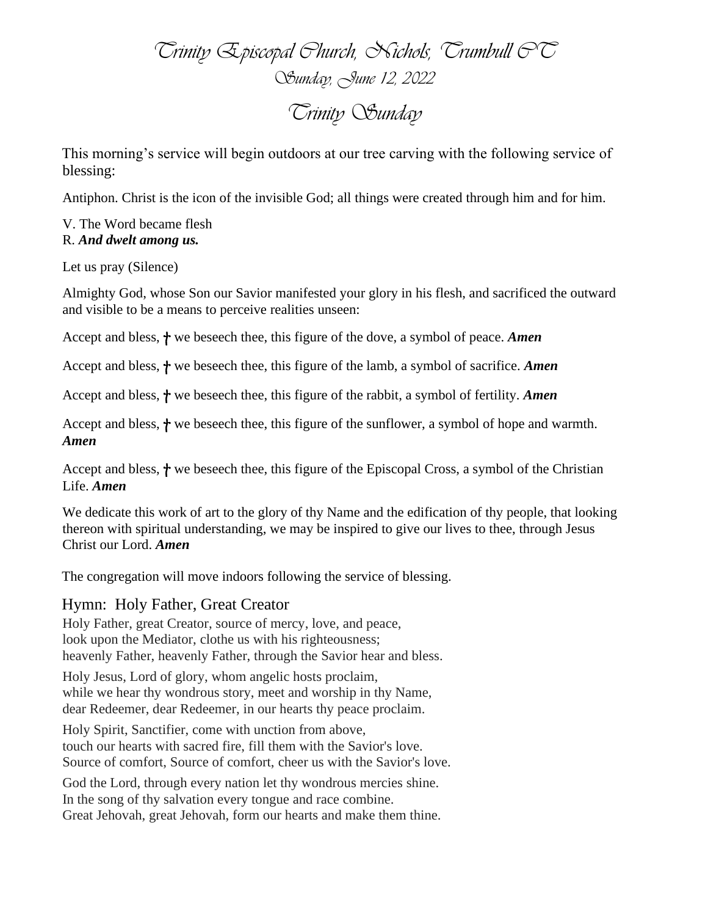# Trinity Episcopal Church, Nichols, Trumbull CT

## Sunday, June 12, 2022

# Trinity Sunday

This morning's service will begin outdoors at our tree carving with the following service of blessing:

Antiphon. Christ is the icon of the invisible God; all things were created through him and for him.

V. The Word became flesh
R. ***And dwelt among us.***

Let us pray (Silence)

Almighty God, whose Son our Savior manifested your glory in his flesh, and sacrificed the outward and visible to be a means to perceive realities unseen:

Accept and bless, † we beseech thee, this figure of the dove, a symbol of peace. ***Amen***

Accept and bless, † we beseech thee, this figure of the lamb, a symbol of sacrifice. ***Amen***

Accept and bless, † we beseech thee, this figure of the rabbit, a symbol of fertility. ***Amen***

Accept and bless, † we beseech thee, this figure of the sunflower, a symbol of hope and warmth. ***Amen***

Accept and bless, † we beseech thee, this figure of the Episcopal Cross, a symbol of the Christian Life. ***Amen***

We dedicate this work of art to the glory of thy Name and the edification of thy people, that looking thereon with spiritual understanding, we may be inspired to give our lives to thee, through Jesus Christ our Lord. ***Amen***

The congregation will move indoors following the service of blessing.

## Hymn: Holy Father, Great Creator

Holy Father, great Creator, source of mercy, love, and peace,
look upon the Mediator, clothe us with his righteousness;
heavenly Father, heavenly Father, through the Savior hear and bless.

Holy Jesus, Lord of glory, whom angelic hosts proclaim,
while we hear thy wondrous story, meet and worship in thy Name,
dear Redeemer, dear Redeemer, in our hearts thy peace proclaim.

Holy Spirit, Sanctifier, come with unction from above,
touch our hearts with sacred fire, fill them with the Savior's love.
Source of comfort, Source of comfort, cheer us with the Savior's love.

God the Lord, through every nation let thy wondrous mercies shine.
In the song of thy salvation every tongue and race combine.
Great Jehovah, great Jehovah, form our hearts and make them thine.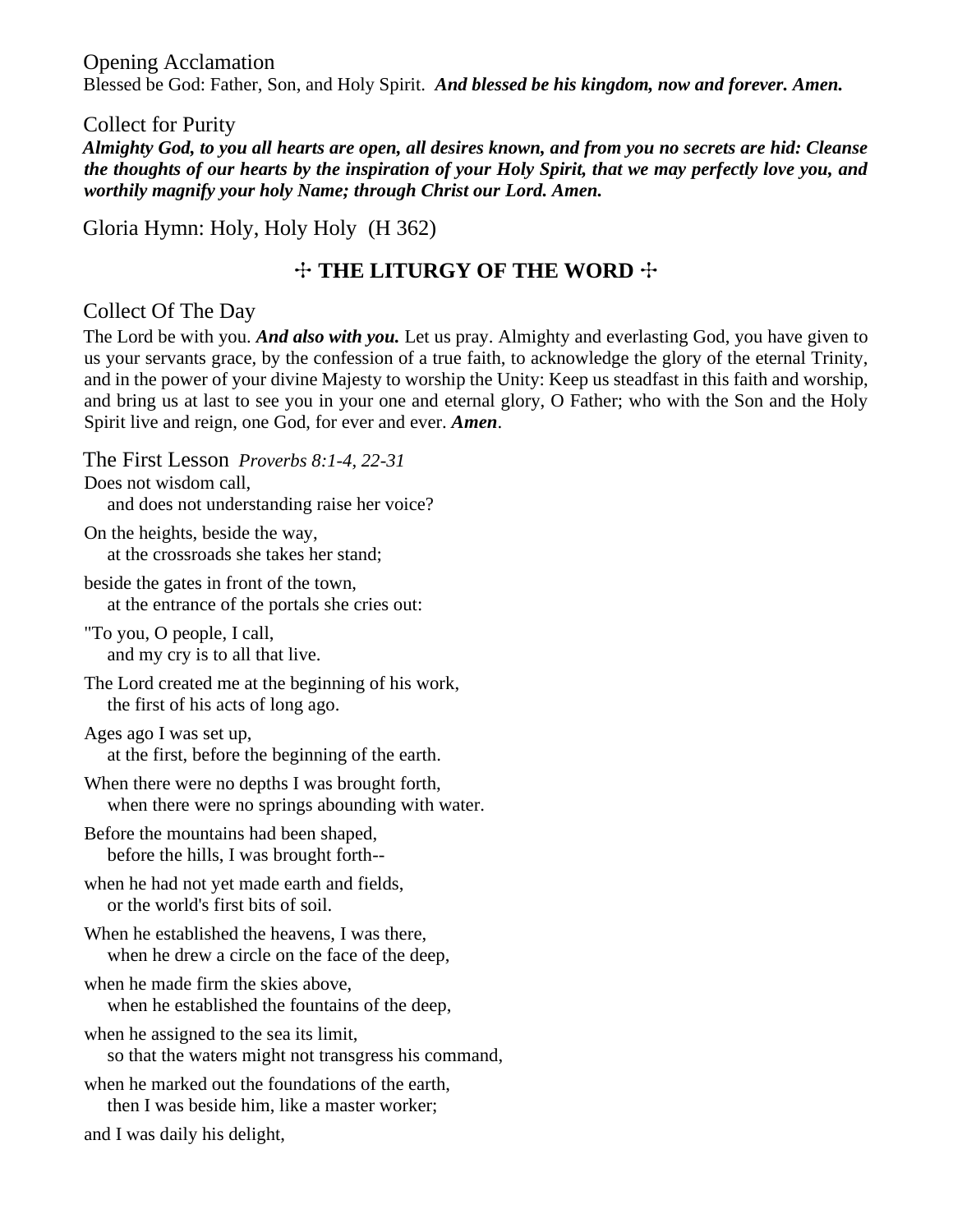## Opening Acclamation

Blessed be God: Father, Son, and Holy Spirit. ***And blessed be his kingdom, now and forever. Amen.***

## Collect for Purity

***Almighty God, to you all hearts are open, all desires known, and from you no secrets are hid: Cleanse the thoughts of our hearts by the inspiration of your Holy Spirit, that we may perfectly love you, and worthily magnify your holy Name; through Christ our Lord. Amen.***

## Gloria Hymn: Holy, Holy Holy (H 362)

# ☩ THE LITURGY OF THE WORD ☩

## Collect Of The Day

The Lord be with you. ***And also with you.*** Let us pray. Almighty and everlasting God, you have given to us your servants grace, by the confession of a true faith, to acknowledge the glory of the eternal Trinity, and in the power of your divine Majesty to worship the Unity: Keep us steadfast in this faith and worship, and bring us at last to see you in your one and eternal glory, O Father; who with the Son and the Holy Spirit live and reign, one God, for ever and ever. ***Amen***.

## The First Lesson *Proverbs 8:1-4, 22-31*

Does not wisdom call,
and does not understanding raise her voice?

On the heights, beside the way,
at the crossroads she takes her stand;

beside the gates in front of the town,
at the entrance of the portals she cries out:

"To you, O people, I call,
and my cry is to all that live.

The Lord created me at the beginning of his work,
the first of his acts of long ago.

Ages ago I was set up,
at the first, before the beginning of the earth.

When there were no depths I was brought forth,
when there were no springs abounding with water.

Before the mountains had been shaped,
before the hills, I was brought forth--

when he had not yet made earth and fields,
or the world's first bits of soil.

When he established the heavens, I was there,
when he drew a circle on the face of the deep,

when he made firm the skies above,
when he established the fountains of the deep,

when he assigned to the sea its limit,
so that the waters might not transgress his command,

when he marked out the foundations of the earth,
then I was beside him, like a master worker;

and I was daily his delight,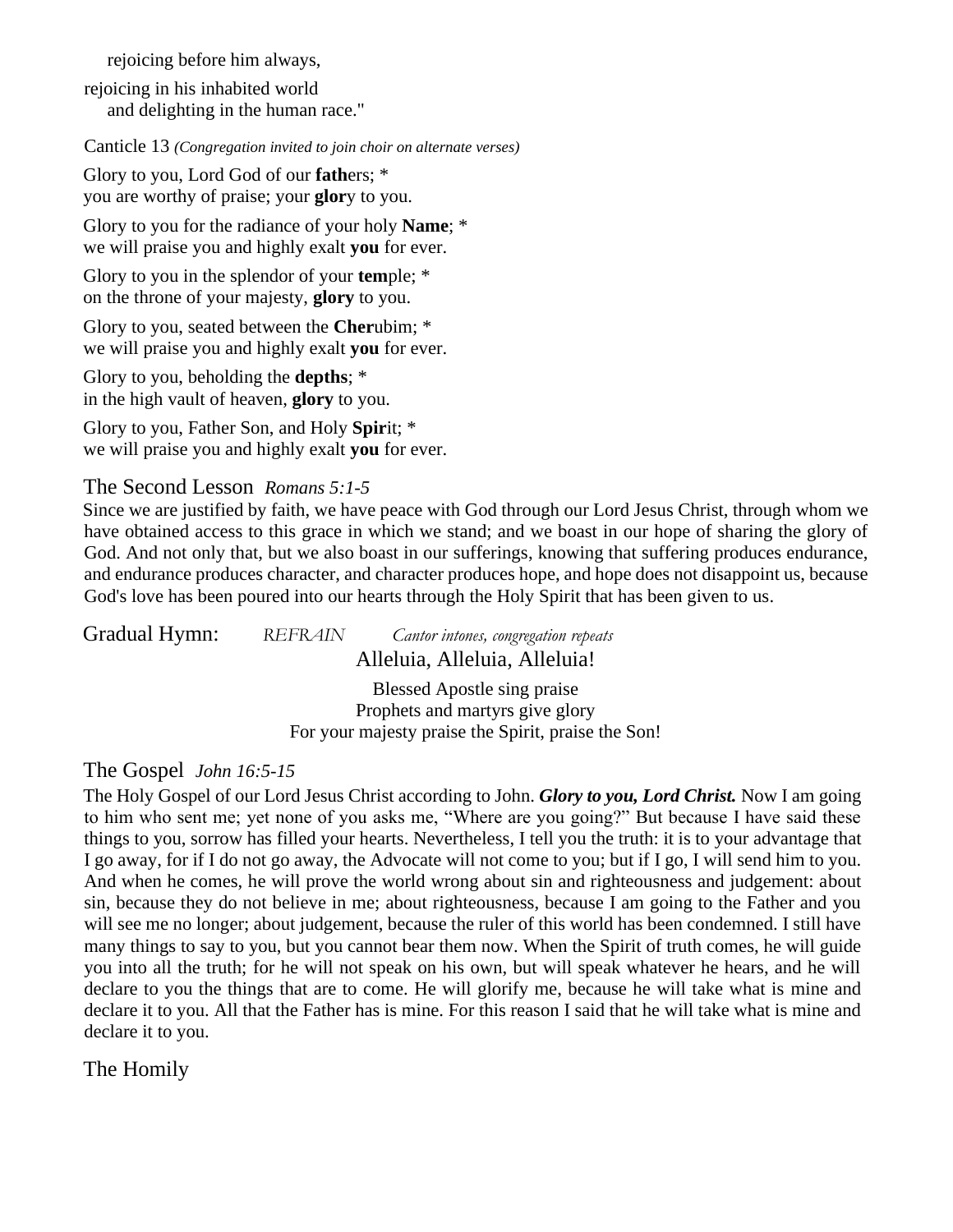rejoicing before him always,

rejoicing in his inhabited world
and delighting in the human race."

Canticle 13 *(Congregation invited to join choir on alternate verses)*

Glory to you, Lord God of our **fath**ers; *
you are worthy of praise; your **glor**y to you.

Glory to you for the radiance of your holy **Name**; *
we will praise you and highly exalt **you** for ever.

Glory to you in the splendor of your **tem**ple; *
on the throne of your majesty, **glory** to you.

Glory to you, seated between the **Cher**ubim; *
we will praise you and highly exalt **you** for ever.

Glory to you, beholding the **depths**; *
in the high vault of heaven, **glory** to you.

Glory to you, Father Son, and Holy **Spir**it; *
we will praise you and highly exalt **you** for ever.

## The Second Lesson *Romans 5:1-5*

Since we are justified by faith, we have peace with God through our Lord Jesus Christ, through whom we have obtained access to this grace in which we stand; and we boast in our hope of sharing the glory of God. And not only that, but we also boast in our sufferings, knowing that suffering produces endurance, and endurance produces character, and character produces hope, and hope does not disappoint us, because God's love has been poured into our hearts through the Holy Spirit that has been given to us.

## Gradual Hymn: *REFRAIN* *Cantor intones, congregation repeats*

Alleluia, Alleluia, Alleluia!

Blessed Apostle sing praise
Prophets and martyrs give glory
For your majesty praise the Spirit, praise the Son!

## The Gospel *John 16:5-15*

The Holy Gospel of our Lord Jesus Christ according to John. ***Glory to you, Lord Christ.*** Now I am going to him who sent me; yet none of you asks me, "Where are you going?" But because I have said these things to you, sorrow has filled your hearts. Nevertheless, I tell you the truth: it is to your advantage that I go away, for if I do not go away, the Advocate will not come to you; but if I go, I will send him to you. And when he comes, he will prove the world wrong about sin and righteousness and judgement: about sin, because they do not believe in me; about righteousness, because I am going to the Father and you will see me no longer; about judgement, because the ruler of this world has been condemned. I still have many things to say to you, but you cannot bear them now. When the Spirit of truth comes, he will guide you into all the truth; for he will not speak on his own, but will speak whatever he hears, and he will declare to you the things that are to come. He will glorify me, because he will take what is mine and declare it to you. All that the Father has is mine. For this reason I said that he will take what is mine and declare it to you.

## The Homily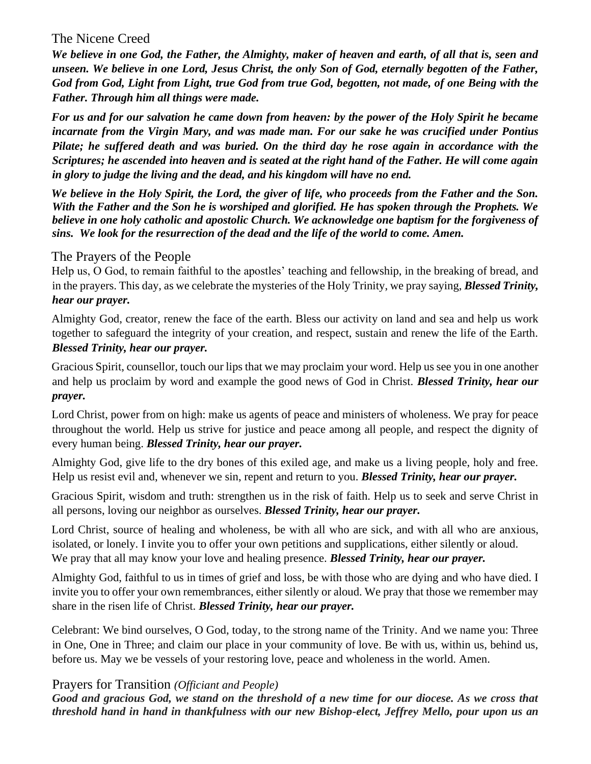## The Nicene Creed

***We believe in one God, the Father, the Almighty, maker of heaven and earth, of all that is, seen and unseen. We believe in one Lord, Jesus Christ, the only Son of God, eternally begotten of the Father, God from God, Light from Light, true God from true God, begotten, not made, of one Being with the Father. Through him all things were made.***

***For us and for our salvation he came down from heaven: by the power of the Holy Spirit he became incarnate from the Virgin Mary, and was made man. For our sake he was crucified under Pontius Pilate; he suffered death and was buried. On the third day he rose again in accordance with the Scriptures; he ascended into heaven and is seated at the right hand of the Father. He will come again in glory to judge the living and the dead, and his kingdom will have no end.***

***We believe in the Holy Spirit, the Lord, the giver of life, who proceeds from the Father and the Son. With the Father and the Son he is worshiped and glorified. He has spoken through the Prophets. We believe in one holy catholic and apostolic Church. We acknowledge one baptism for the forgiveness of sins. We look for the resurrection of the dead and the life of the world to come. Amen.***

## The Prayers of the People

Help us, O God, to remain faithful to the apostles' teaching and fellowship, in the breaking of bread, and in the prayers. This day, as we celebrate the mysteries of the Holy Trinity, we pray saying, ***Blessed Trinity, hear our prayer.***

Almighty God, creator, renew the face of the earth. Bless our activity on land and sea and help us work together to safeguard the integrity of your creation, and respect, sustain and renew the life of the Earth. ***Blessed Trinity, hear our prayer.***

Gracious Spirit, counsellor, touch our lips that we may proclaim your word. Help us see you in one another and help us proclaim by word and example the good news of God in Christ. ***Blessed Trinity, hear our prayer.***

Lord Christ, power from on high: make us agents of peace and ministers of wholeness. We pray for peace throughout the world. Help us strive for justice and peace among all people, and respect the dignity of every human being. ***Blessed Trinity, hear our prayer.***

Almighty God, give life to the dry bones of this exiled age, and make us a living people, holy and free. Help us resist evil and, whenever we sin, repent and return to you. ***Blessed Trinity, hear our prayer.***

Gracious Spirit, wisdom and truth: strengthen us in the risk of faith. Help us to seek and serve Christ in all persons, loving our neighbor as ourselves. ***Blessed Trinity, hear our prayer.***

Lord Christ, source of healing and wholeness, be with all who are sick, and with all who are anxious, isolated, or lonely. I invite you to offer your own petitions and supplications, either silently or aloud. We pray that all may know your love and healing presence. ***Blessed Trinity, hear our prayer.***

Almighty God, faithful to us in times of grief and loss, be with those who are dying and who have died. I invite you to offer your own remembrances, either silently or aloud. We pray that those we remember may share in the risen life of Christ. ***Blessed Trinity, hear our prayer.***

Celebrant: We bind ourselves, O God, today, to the strong name of the Trinity. And we name you: Three in One, One in Three; and claim our place in your community of love. Be with us, within us, behind us, before us. May we be vessels of your restoring love, peace and wholeness in the world. Amen.

## Prayers for Transition *(Officiant and People)*

***Good and gracious God, we stand on the threshold of a new time for our diocese. As we cross that threshold hand in hand in thankfulness with our new Bishop-elect, Jeffrey Mello, pour upon us an***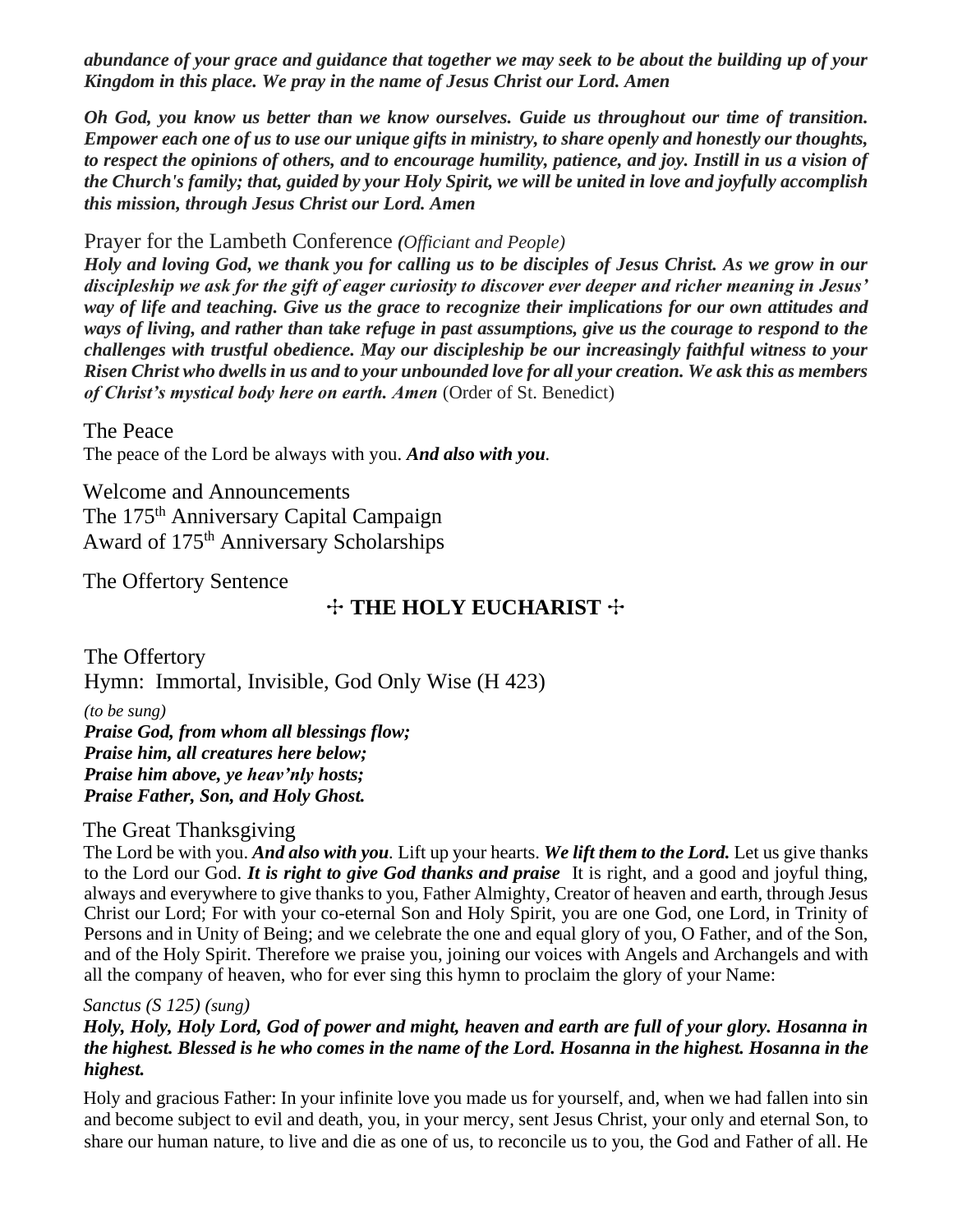***abundance of your grace and guidance that together we may seek to be about the building up of your Kingdom in this place. We pray in the name of Jesus Christ our Lord. Amen***

***Oh God, you know us better than we know ourselves. Guide us throughout our time of transition. Empower each one of us to use our unique gifts in ministry, to share openly and honestly our thoughts, to respect the opinions of others, and to encourage humility, patience, and joy. Instill in us a vision of the Church's family; that, guided by your Holy Spirit, we will be united in love and joyfully accomplish this mission, through Jesus Christ our Lord. Amen***

Prayer for the Lambeth Conference ***(****Officiant and People)*

***Holy and loving God, we thank you for calling us to be disciples of Jesus Christ. As we grow in our discipleship we ask for the gift of eager curiosity to discover ever deeper and richer meaning in Jesus' way of life and teaching. Give us the grace to recognize their implications for our own attitudes and ways of living, and rather than take refuge in past assumptions, give us the courage to respond to the challenges with trustful obedience. May our discipleship be our increasingly faithful witness to your Risen Christ who dwells in us and to your unbounded love for all your creation. We ask this as members of Christ's mystical body here on earth. Amen*** (Order of St. Benedict)

The Peace

The peace of the Lord be always with you. ***And also with you****.*

Welcome and Announcements

The 175th Anniversary Capital Campaign

Award of 175th Anniversary Scholarships

The Offertory Sentence

## ☩ THE HOLY EUCHARIST ☩

The Offertory

Hymn: Immortal, Invisible, God Only Wise (H 423)

*(to be sung)*

***Praise God, from whom all blessings flow;***
***Praise him, all creatures here below;***
***Praise him above, ye heav'nly hosts;***
***Praise Father, Son, and Holy Ghost.***

The Great Thanksgiving

The Lord be with you. ***And also with you****.* Lift up your hearts. ***We lift them to the Lord.*** Let us give thanks to the Lord our God. ***It is right to give God thanks and praise*** It is right, and a good and joyful thing, always and everywhere to give thanks to you, Father Almighty, Creator of heaven and earth, through Jesus Christ our Lord; For with your co-eternal Son and Holy Spirit, you are one God, one Lord, in Trinity of Persons and in Unity of Being; and we celebrate the one and equal glory of you, O Father, and of the Son, and of the Holy Spirit. Therefore we praise you, joining our voices with Angels and Archangels and with all the company of heaven, who for ever sing this hymn to proclaim the glory of your Name:

*Sanctus (S 125) (sung)*

***Holy, Holy, Holy Lord, God of power and might, heaven and earth are full of your glory. Hosanna in the highest. Blessed is he who comes in the name of the Lord. Hosanna in the highest. Hosanna in the highest.***

Holy and gracious Father: In your infinite love you made us for yourself, and, when we had fallen into sin and become subject to evil and death, you, in your mercy, sent Jesus Christ, your only and eternal Son, to share our human nature, to live and die as one of us, to reconcile us to you, the God and Father of all. He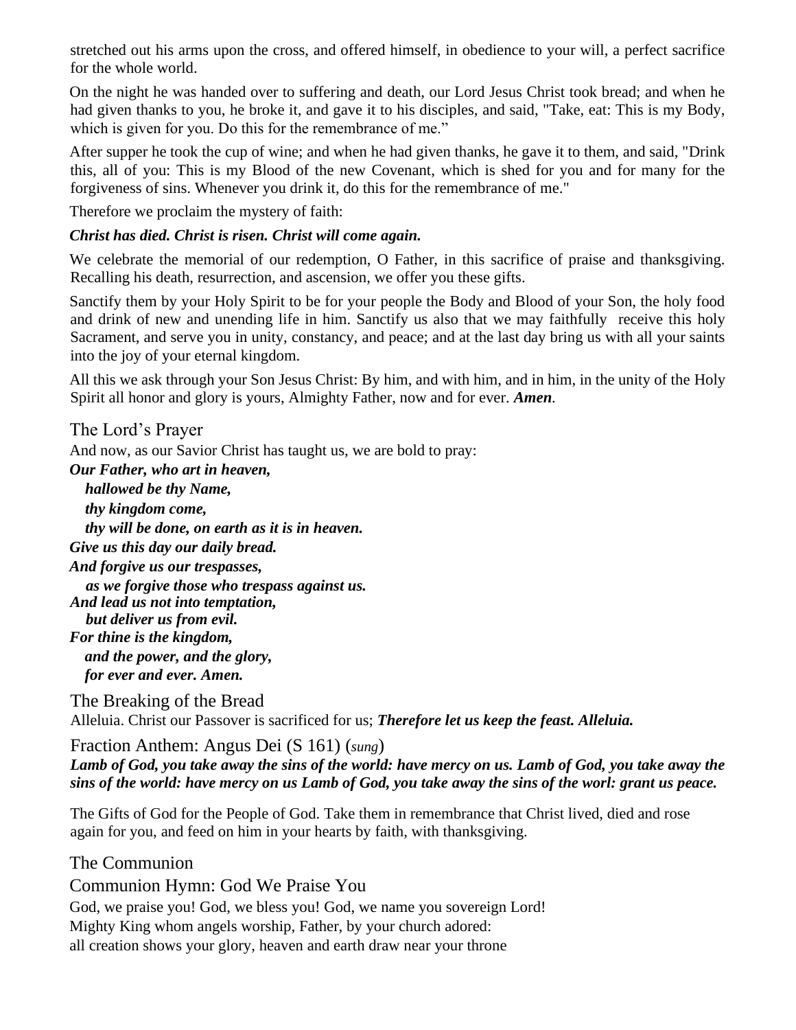stretched out his arms upon the cross, and offered himself, in obedience to your will, a perfect sacrifice for the whole world.

On the night he was handed over to suffering and death, our Lord Jesus Christ took bread; and when he had given thanks to you, he broke it, and gave it to his disciples, and said, "Take, eat: This is my Body, which is given for you. Do this for the remembrance of me."

After supper he took the cup of wine; and when he had given thanks, he gave it to them, and said, "Drink this, all of you: This is my Blood of the new Covenant, which is shed for you and for many for the forgiveness of sins. Whenever you drink it, do this for the remembrance of me."

Therefore we proclaim the mystery of faith:

***Christ has died. Christ is risen. Christ will come again.***

We celebrate the memorial of our redemption, O Father, in this sacrifice of praise and thanksgiving. Recalling his death, resurrection, and ascension, we offer you these gifts.

Sanctify them by your Holy Spirit to be for your people the Body and Blood of your Son, the holy food and drink of new and unending life in him. Sanctify us also that we may faithfully receive this holy Sacrament, and serve you in unity, constancy, and peace; and at the last day bring us with all your saints into the joy of your eternal kingdom.

All this we ask through your Son Jesus Christ: By him, and with him, and in him, in the unity of the Holy Spirit all honor and glory is yours, Almighty Father, now and for ever. ***Amen***.

## The Lord's Prayer

And now, as our Savior Christ has taught us, we are bold to pray:

***Our Father, who art in heaven,***
***hallowed be thy Name,***
***thy kingdom come,***
***thy will be done, on earth as it is in heaven.***
***Give us this day our daily bread.***
***And forgive us our trespasses,***
***as we forgive those who trespass against us.***
***And lead us not into temptation,***
***but deliver us from evil.***
***For thine is the kingdom,***
***and the power, and the glory,***
***for ever and ever. Amen.***

## The Breaking of the Bread

Alleluia. Christ our Passover is sacrificed for us; ***Therefore let us keep the feast. Alleluia.***

## Fraction Anthem: Angus Dei (S 161) (*sung*)

***Lamb of God, you take away the sins of the world: have mercy on us. Lamb of God, you take away the sins of the world: have mercy on us Lamb of God, you take away the sins of the worl: grant us peace.***

The Gifts of God for the People of God. Take them in remembrance that Christ lived, died and rose again for you, and feed on him in your hearts by faith, with thanksgiving.

## The Communion

## Communion Hymn: God We Praise You

God, we praise you! God, we bless you! God, we name you sovereign Lord!
Mighty King whom angels worship, Father, by your church adored:
all creation shows your glory, heaven and earth draw near your throne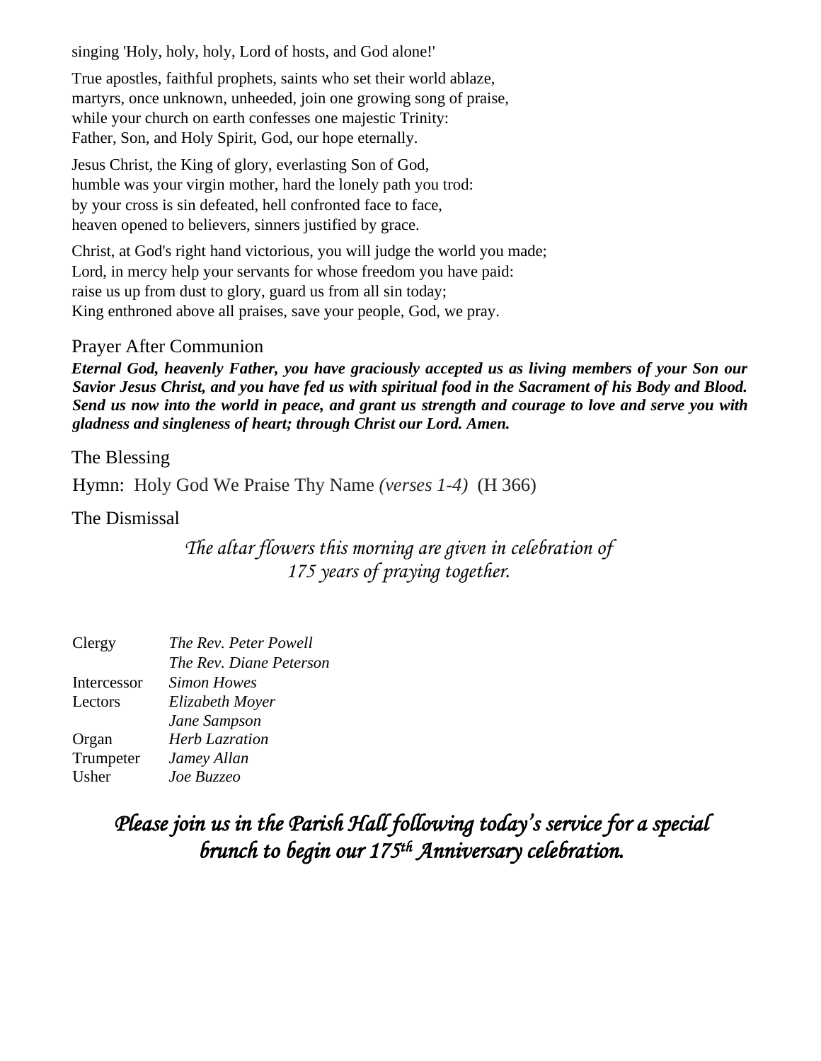singing 'Holy, holy, holy, Lord of hosts, and God alone!'

True apostles, faithful prophets, saints who set their world ablaze,
martyrs, once unknown, unheeded, join one growing song of praise,
while your church on earth confesses one majestic Trinity:
Father, Son, and Holy Spirit, God, our hope eternally.

Jesus Christ, the King of glory, everlasting Son of God,
humble was your virgin mother, hard the lonely path you trod:
by your cross is sin defeated, hell confronted face to face,
heaven opened to believers, sinners justified by grace.

Christ, at God's right hand victorious, you will judge the world you made;
Lord, in mercy help your servants for whose freedom you have paid:
raise us up from dust to glory, guard us from all sin today;
King enthroned above all praises, save your people, God, we pray.

## Prayer After Communion

***Eternal God, heavenly Father, you have graciously accepted us as living members of your Son our Savior Jesus Christ, and you have fed us with spiritual food in the Sacrament of his Body and Blood. Send us now into the world in peace, and grant us strength and courage to love and serve you with gladness and singleness of heart; through Christ our Lord. Amen.***

## The Blessing

Hymn: Holy God We Praise Thy Name *(verses 1-4)* (H 366)

## The Dismissal

*The altar flowers this morning are given in celebration of 175 years of praying together.*

| | |
|---|---|
| Clergy | *The Rev. Peter Powell* |
| | *The Rev. Diane Peterson* |
| Intercessor | *Simon Howes* |
| Lectors | *Elizabeth Moyer* |
| | *Jane Sampson* |
| Organ | *Herb Lazration* |
| Trumpeter | *Jamey Allan* |
| Usher | *Joe Buzzeo* |

***Please join us in the Parish Hall following today's service for a special brunch to begin our 175th Anniversary celebration.***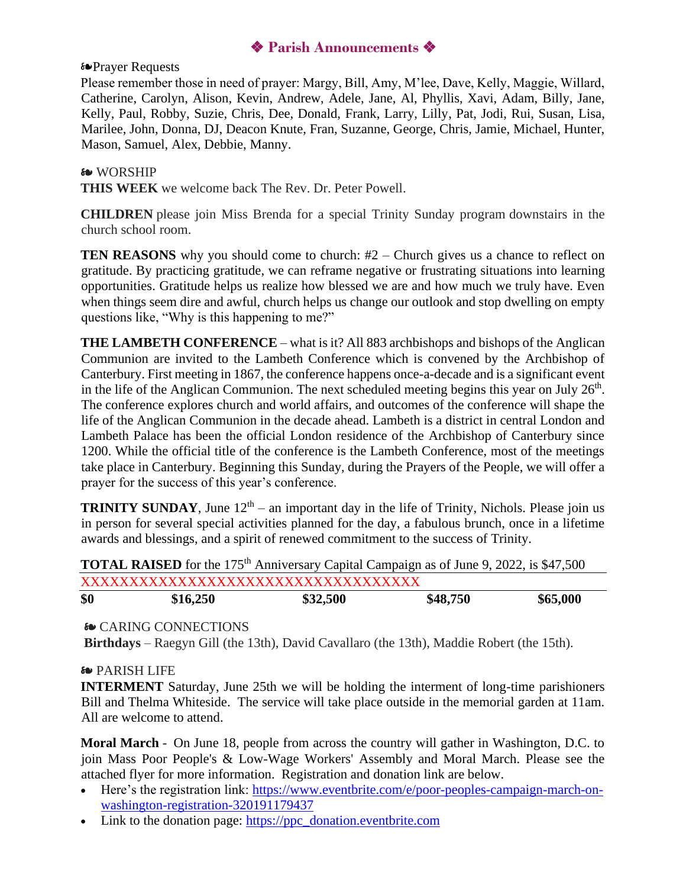# ❖ Parish Announcements ❖

❧Prayer Requests

Please remember those in need of prayer: Margy, Bill, Amy, M'lee, Dave, Kelly, Maggie, Willard, Catherine, Carolyn, Alison, Kevin, Andrew, Adele, Jane, Al, Phyllis, Xavi, Adam, Billy, Jane, Kelly, Paul, Robby, Suzie, Chris, Dee, Donald, Frank, Larry, Lilly, Pat, Jodi, Rui, Susan, Lisa, Marilee, John, Donna, DJ, Deacon Knute, Fran, Suzanne, George, Chris, Jamie, Michael, Hunter, Mason, Samuel, Alex, Debbie, Manny.

❧ WORSHIP

**THIS WEEK** we welcome back The Rev. Dr. Peter Powell.

**CHILDREN** please join Miss Brenda for a special Trinity Sunday program downstairs in the church school room.

**TEN REASONS** why you should come to church: #2 – Church gives us a chance to reflect on gratitude. By practicing gratitude, we can reframe negative or frustrating situations into learning opportunities. Gratitude helps us realize how blessed we are and how much we truly have. Even when things seem dire and awful, church helps us change our outlook and stop dwelling on empty questions like, "Why is this happening to me?"

**THE LAMBETH CONFERENCE** – what is it? All 883 archbishops and bishops of the Anglican Communion are invited to the Lambeth Conference which is convened by the Archbishop of Canterbury. First meeting in 1867, the conference happens once-a-decade and is a significant event in the life of the Anglican Communion. The next scheduled meeting begins this year on July 26th. The conference explores church and world affairs, and outcomes of the conference will shape the life of the Anglican Communion in the decade ahead. Lambeth is a district in central London and Lambeth Palace has been the official London residence of the Archbishop of Canterbury since 1200. While the official title of the conference is the Lambeth Conference, most of the meetings take place in Canterbury. Beginning this Sunday, during the Prayers of the People, we will offer a prayer for the success of this year's conference.

**TRINITY SUNDAY**, June 12th – an important day in the life of Trinity, Nichols. Please join us in person for several special activities planned for the day, a fabulous brunch, once in a lifetime awards and blessings, and a spirit of renewed commitment to the success of Trinity.

**TOTAL RAISED** for the 175th Anniversary Capital Campaign as of June 9, 2022, is $47,500

XXXXXXXXXXXXXXXXXXXXXXXXXXXXXXXXXXX

**$0** **$16,250** **$32,500** **$48,750** **$65,000**

❧ CARING CONNECTIONS

**Birthdays** – Raegyn Gill (the 13th), David Cavallaro (the 13th), Maddie Robert (the 15th).

❧ PARISH LIFE

**INTERMENT** Saturday, June 25th we will be holding the interment of long-time parishioners Bill and Thelma Whiteside. The service will take place outside in the memorial garden at 11am. All are welcome to attend.

**Moral March** - On June 18, people from across the country will gather in Washington, D.C. to join Mass Poor People's & Low-Wage Workers' Assembly and Moral March. Please see the attached flyer for more information. Registration and donation link are below.

- Here's the registration link: https://www.eventbrite.com/e/poor-peoples-campaign-march-on-washington-registration-320191179437
- Link to the donation page: https://ppc_donation.eventbrite.com